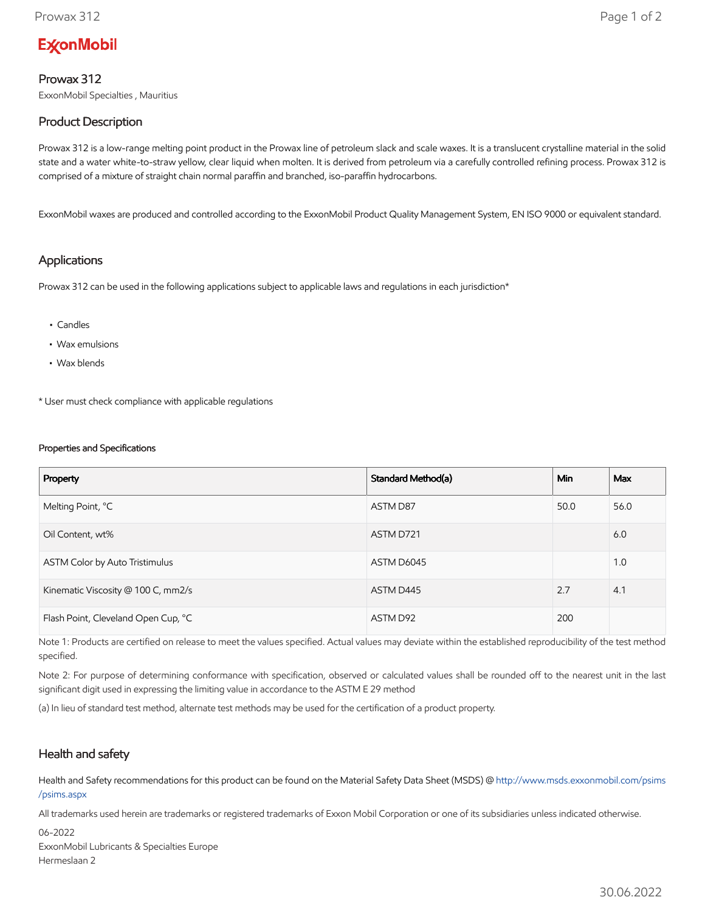ExxonMobil

# Prowax 312

ExxonMobil Specialties , Mauritius

## Product Description

Prowax 312 is a low-range melting point product in the Prowax line of petroleum slack and scale waxes. It is a translucent crystalline material in the solid state and a water white-to-straw yellow, clear liquid when molten. It is derived from petroleum via a carefully controlled refining process. Prowax 312 is comprised of a mixture of straight chain normal paraffin and branched, iso-paraffin hydrocarbons.

ExxonMobil waxes are produced and controlled according to the ExxonMobil Product Quality Management System, EN ISO 9000 or equivalent standard.

## Applications

Prowax 312 can be used in the following applications subject to applicable laws and regulations in each jurisdiction*

- Candles
- Wax emulsions
- Wax blends

* User must check compliance with applicable regulations

#### Properties and Specifications

| Property | Standard Method(a) | Min | Max |
|---|---|---|---|
| Melting Point, °C | ASTM D87 | 50.0 | 56.0 |
| Oil Content, wt% | ASTM D721 | | 6.0 |
| ASTM Color by Auto Tristimulus | ASTM D6045 | | 1.0 |
| Kinematic Viscosity @ 100 C, mm2/s | ASTM D445 | 2.7 | 4.1 |
| Flash Point, Cleveland Open Cup, °C | ASTM D92 | 200 | |

Note 1: Products are certified on release to meet the values specified. Actual values may deviate within the established reproducibility of the test method specified.

Note 2: For purpose of determining conformance with specification, observed or calculated values shall be rounded off to the nearest unit in the last significant digit used in expressing the limiting value in accordance to the ASTM E 29 method

(a) In lieu of standard test method, alternate test methods may be used for the certification of a product property.

## Health and safety

Health and Safety recommendations for this product can be found on the Material Safety Data Sheet (MSDS) @ http://www.msds.exxonmobil.com/psims/psims.aspx

All trademarks used herein are trademarks or registered trademarks of Exxon Mobil Corporation or one of its subsidiaries unless indicated otherwise.

06-2022
ExxonMobil Lubricants & Specialties Europe
Hermeslaan 2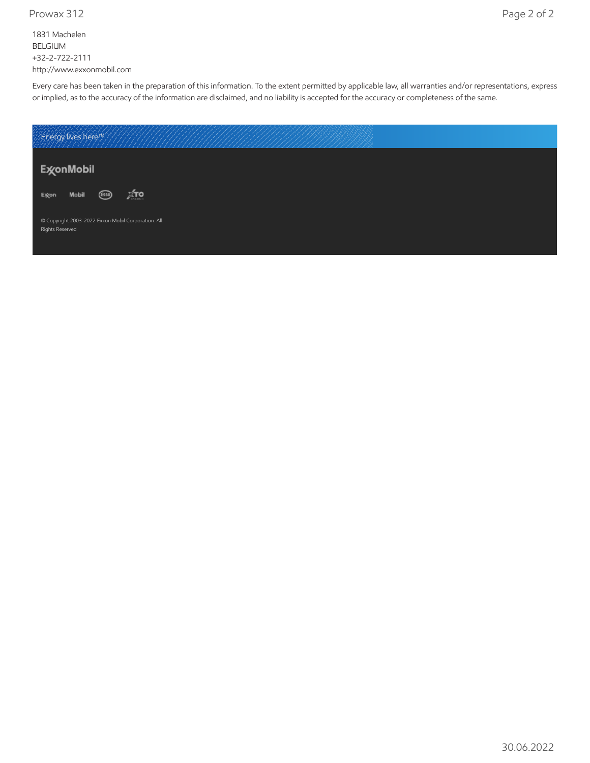1831 Machelen
BELGIUM
+32-2-722-2111
http://www.exxonmobil.com

Every care has been taken in the preparation of this information. To the extent permitted by applicable law, all warranties and/or representations, express or implied, as to the accuracy of the information are disclaimed, and no liability is accepted for the accuracy or completeness of the same.

Energy lives here™

ExxonMobil

Exxon Mobil Esso XTO

© Copyright 2003-2022 Exxon Mobil Corporation. All Rights Reserved